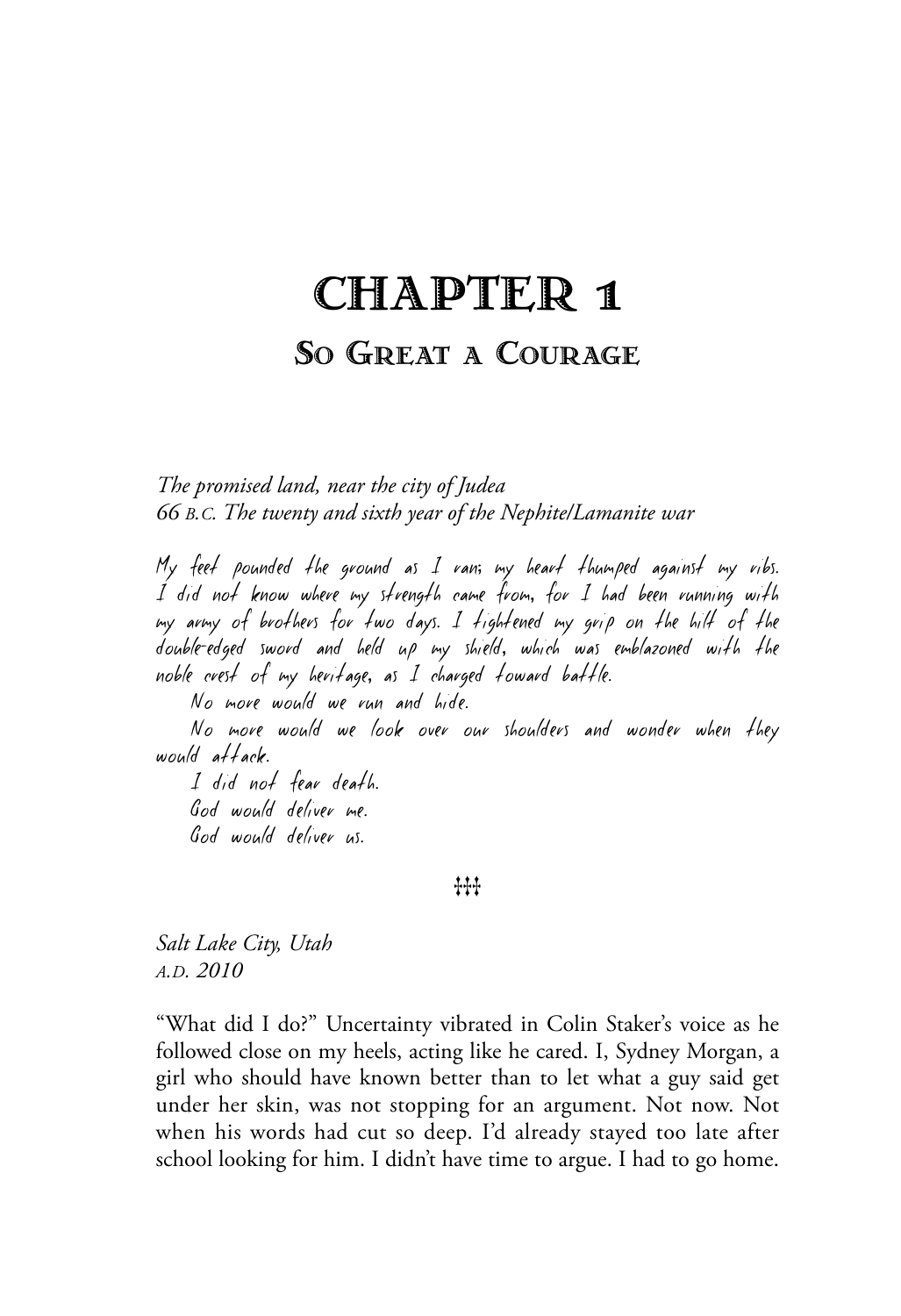# CHAPTER 1

## So Great a Courage

*The promised land, near the city of Judea*
*66 B.C. The twenty and sixth year of the Nephite/Lamanite war*

*My feet pounded the ground as I ran; my heart thumped against my ribs. I did not know where my strength came from, for I had been running with my army of brothers for two days. I tightened my grip on the hilt of the double-edged sword and held up my shield, which was emblazoned with the noble crest of my heritage, as I charged toward battle.*

*No more would we run and hide.*

*No more would we look over our shoulders and wonder when they would attack.*

*I did not fear death.*

*God would deliver me.*

*God would deliver us.*

⸸⸸⸸

*Salt Lake City, Utah*
*A.D. 2010*

"What did I do?" Uncertainty vibrated in Colin Staker's voice as he followed close on my heels, acting like he cared. I, Sydney Morgan, a girl who should have known better than to let what a guy said get under her skin, was not stopping for an argument. Not now. Not when his words had cut so deep. I'd already stayed too late after school looking for him. I didn't have time to argue. I had to go home.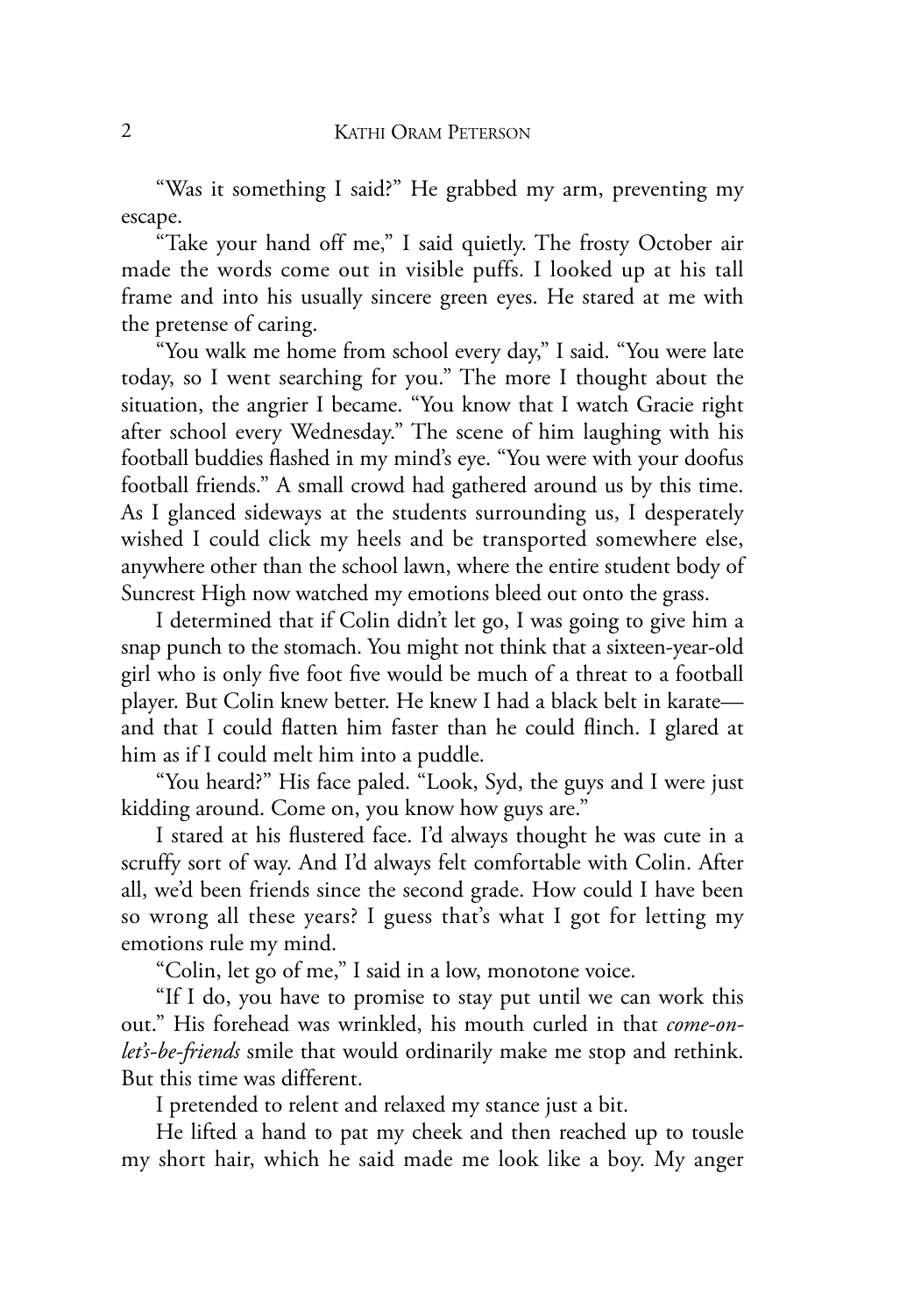"Was it something I said?" He grabbed my arm, preventing my escape.

"Take your hand off me," I said quietly. The frosty October air made the words come out in visible puffs. I looked up at his tall frame and into his usually sincere green eyes. He stared at me with the pretense of caring.

"You walk me home from school every day," I said. "You were late today, so I went searching for you." The more I thought about the situation, the angrier I became. "You know that I watch Gracie right after school every Wednesday." The scene of him laughing with his football buddies flashed in my mind's eye. "You were with your doofus football friends." A small crowd had gathered around us by this time. As I glanced sideways at the students surrounding us, I desperately wished I could click my heels and be transported somewhere else, anywhere other than the school lawn, where the entire student body of Suncrest High now watched my emotions bleed out onto the grass.

I determined that if Colin didn't let go, I was going to give him a snap punch to the stomach. You might not think that a sixteen-year-old girl who is only five foot five would be much of a threat to a football player. But Colin knew better. He knew I had a black belt in karate—and that I could flatten him faster than he could flinch. I glared at him as if I could melt him into a puddle.

"You heard?" His face paled. "Look, Syd, the guys and I were just kidding around. Come on, you know how guys are."

I stared at his flustered face. I'd always thought he was cute in a scruffy sort of way. And I'd always felt comfortable with Colin. After all, we'd been friends since the second grade. How could I have been so wrong all these years? I guess that's what I got for letting my emotions rule my mind.

"Colin, let go of me," I said in a low, monotone voice.

"If I do, you have to promise to stay put until we can work this out." His forehead was wrinkled, his mouth curled in that *come-on-let's-be-friends* smile that would ordinarily make me stop and rethink. But this time was different.

I pretended to relent and relaxed my stance just a bit.

He lifted a hand to pat my cheek and then reached up to tousle my short hair, which he said made me look like a boy. My anger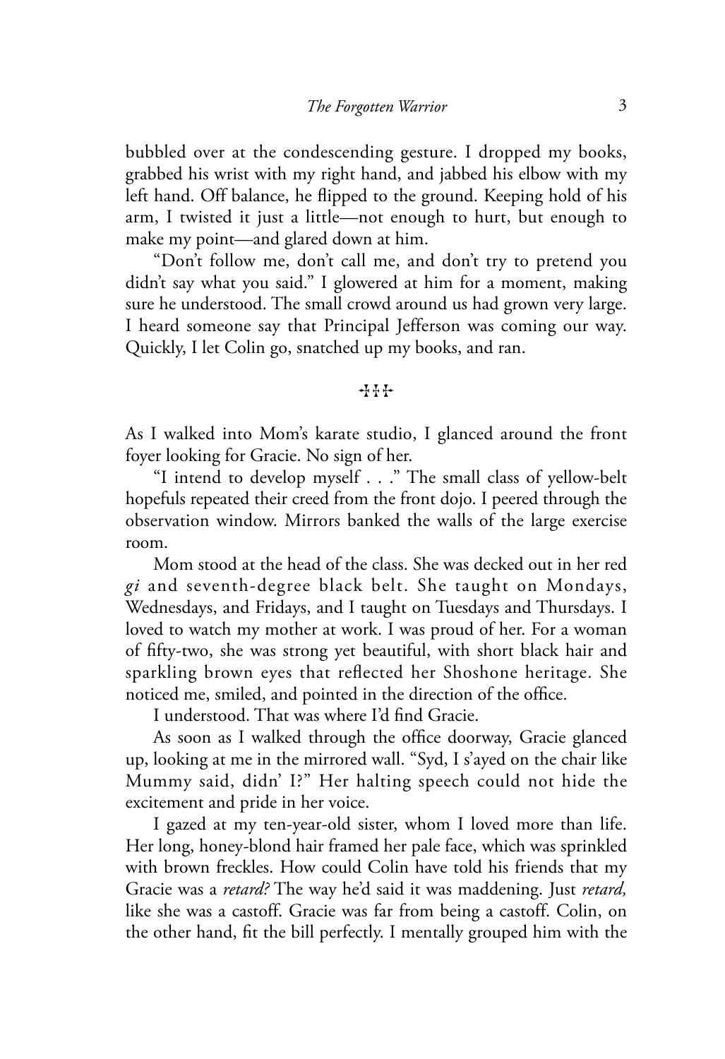bubbled over at the condescending gesture. I dropped my books, grabbed his wrist with my right hand, and jabbed his elbow with my left hand. Off balance, he flipped to the ground. Keeping hold of his arm, I twisted it just a little—not enough to hurt, but enough to make my point—and glared down at him.

"Don't follow me, don't call me, and don't try to pretend you didn't say what you said." I glowered at him for a moment, making sure he understood. The small crowd around us had grown very large. I heard someone say that Principal Jefferson was coming our way. Quickly, I let Colin go, snatched up my books, and ran.

⸸⸸⸸

As I walked into Mom's karate studio, I glanced around the front foyer looking for Gracie. No sign of her.

"I intend to develop myself . . ." The small class of yellow-belt hopefuls repeated their creed from the front dojo. I peered through the observation window. Mirrors banked the walls of the large exercise room.

Mom stood at the head of the class. She was decked out in her red *gi* and seventh-degree black belt. She taught on Mondays, Wednesdays, and Fridays, and I taught on Tuesdays and Thursdays. I loved to watch my mother at work. I was proud of her. For a woman of fifty-two, she was strong yet beautiful, with short black hair and sparkling brown eyes that reflected her Shoshone heritage. She noticed me, smiled, and pointed in the direction of the office.

I understood. That was where I'd find Gracie.

As soon as I walked through the office doorway, Gracie glanced up, looking at me in the mirrored wall. "Syd, I s'ayed on the chair like Mummy said, didn' I?" Her halting speech could not hide the excitement and pride in her voice.

I gazed at my ten-year-old sister, whom I loved more than life. Her long, honey-blond hair framed her pale face, which was sprinkled with brown freckles. How could Colin have told his friends that my Gracie was a *retard?* The way he'd said it was maddening. Just *retard,* like she was a castoff. Gracie was far from being a castoff. Colin, on the other hand, fit the bill perfectly. I mentally grouped him with the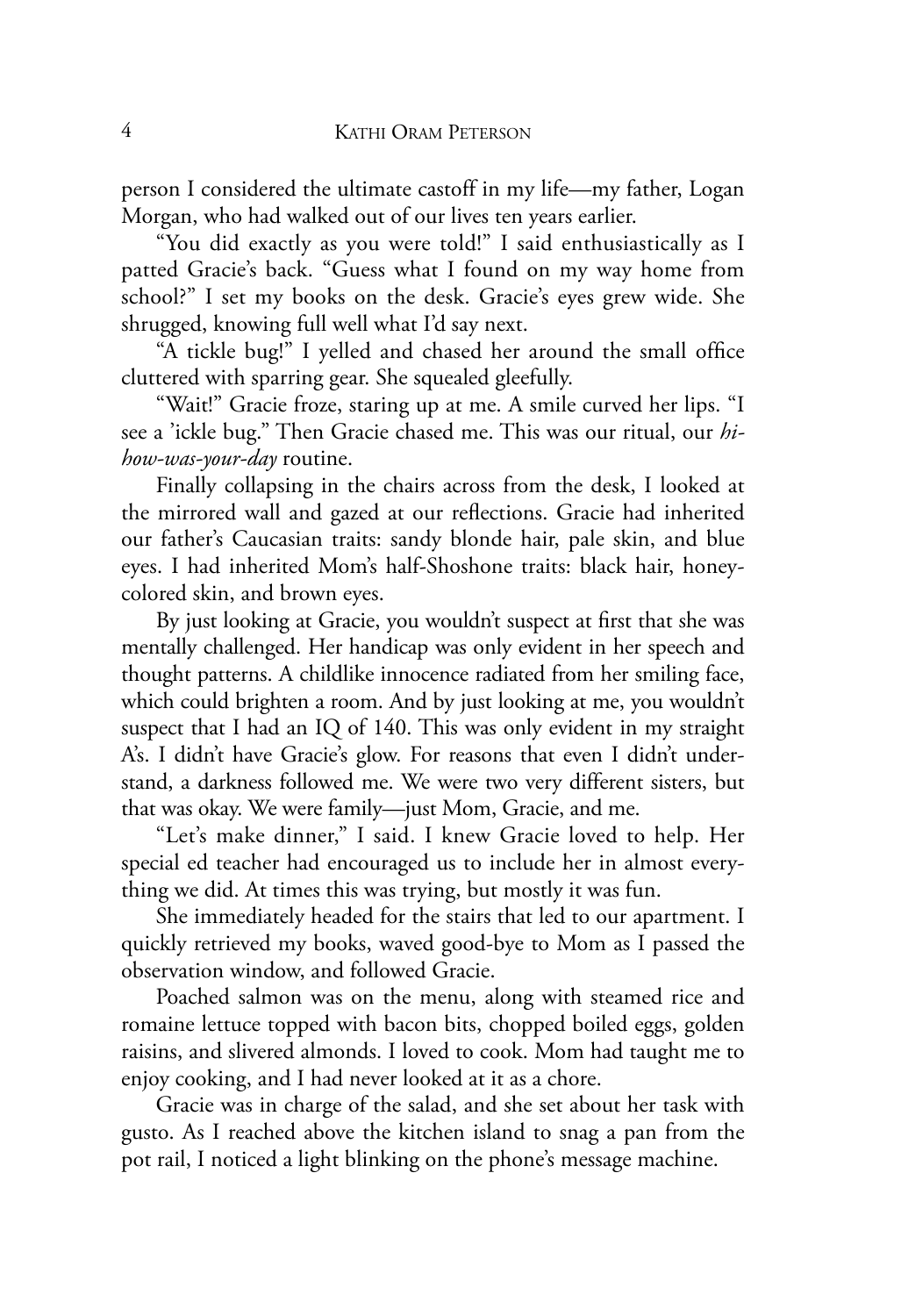person I considered the ultimate castoff in my life—my father, Logan Morgan, who had walked out of our lives ten years earlier.

"You did exactly as you were told!" I said enthusiastically as I patted Gracie's back. "Guess what I found on my way home from school?" I set my books on the desk. Gracie's eyes grew wide. She shrugged, knowing full well what I'd say next.

"A tickle bug!" I yelled and chased her around the small office cluttered with sparring gear. She squealed gleefully.

"Wait!" Gracie froze, staring up at me. A smile curved her lips. "I see a 'ickle bug." Then Gracie chased me. This was our ritual, our *hi-how-was-your-day* routine.

Finally collapsing in the chairs across from the desk, I looked at the mirrored wall and gazed at our reflections. Gracie had inherited our father's Caucasian traits: sandy blonde hair, pale skin, and blue eyes. I had inherited Mom's half-Shoshone traits: black hair, honey-colored skin, and brown eyes.

By just looking at Gracie, you wouldn't suspect at first that she was mentally challenged. Her handicap was only evident in her speech and thought patterns. A childlike innocence radiated from her smiling face, which could brighten a room. And by just looking at me, you wouldn't suspect that I had an IQ of 140. This was only evident in my straight A's. I didn't have Gracie's glow. For reasons that even I didn't understand, a darkness followed me. We were two very different sisters, but that was okay. We were family—just Mom, Gracie, and me.

"Let's make dinner," I said. I knew Gracie loved to help. Her special ed teacher had encouraged us to include her in almost everything we did. At times this was trying, but mostly it was fun.

She immediately headed for the stairs that led to our apartment. I quickly retrieved my books, waved good-bye to Mom as I passed the observation window, and followed Gracie.

Poached salmon was on the menu, along with steamed rice and romaine lettuce topped with bacon bits, chopped boiled eggs, golden raisins, and slivered almonds. I loved to cook. Mom had taught me to enjoy cooking, and I had never looked at it as a chore.

Gracie was in charge of the salad, and she set about her task with gusto. As I reached above the kitchen island to snag a pan from the pot rail, I noticed a light blinking on the phone's message machine.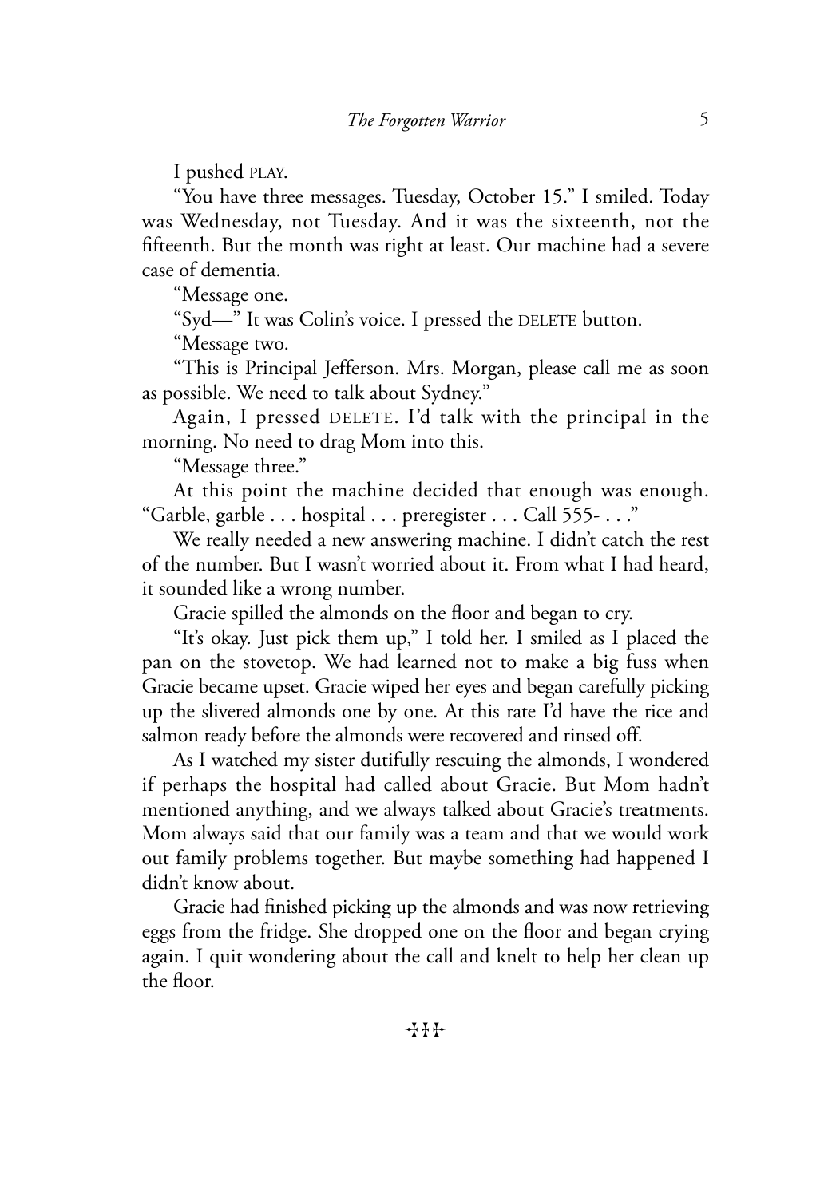I pushed PLAY.

"You have three messages. Tuesday, October 15." I smiled. Today was Wednesday, not Tuesday. And it was the sixteenth, not the fifteenth. But the month was right at least. Our machine had a severe case of dementia.

"Message one.

"Syd—" It was Colin's voice. I pressed the DELETE button.

"Message two.

"This is Principal Jefferson. Mrs. Morgan, please call me as soon as possible. We need to talk about Sydney."

Again, I pressed DELETE. I'd talk with the principal in the morning. No need to drag Mom into this.

"Message three."

At this point the machine decided that enough was enough. "Garble, garble . . . hospital . . . preregister . . . Call 555- . . ."

We really needed a new answering machine. I didn't catch the rest of the number. But I wasn't worried about it. From what I had heard, it sounded like a wrong number.

Gracie spilled the almonds on the floor and began to cry.

"It's okay. Just pick them up," I told her. I smiled as I placed the pan on the stovetop. We had learned not to make a big fuss when Gracie became upset. Gracie wiped her eyes and began carefully picking up the slivered almonds one by one. At this rate I'd have the rice and salmon ready before the almonds were recovered and rinsed off.

As I watched my sister dutifully rescuing the almonds, I wondered if perhaps the hospital had called about Gracie. But Mom hadn't mentioned anything, and we always talked about Gracie's treatments. Mom always said that our family was a team and that we would work out family problems together. But maybe something had happened I didn't know about.

Gracie had finished picking up the almonds and was now retrieving eggs from the fridge. She dropped one on the floor and began crying again. I quit wondering about the call and knelt to help her clean up the floor.

✣✣✣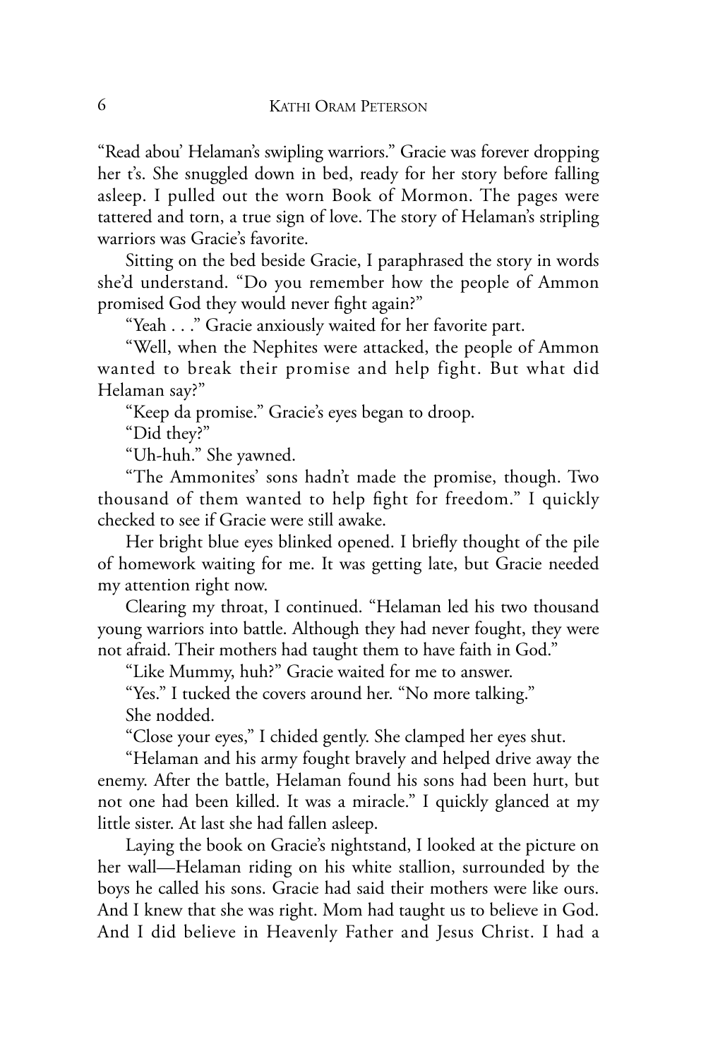"Read abou' Helaman's swipling warriors." Gracie was forever dropping her t's. She snuggled down in bed, ready for her story before falling asleep. I pulled out the worn Book of Mormon. The pages were tattered and torn, a true sign of love. The story of Helaman's stripling warriors was Gracie's favorite.

Sitting on the bed beside Gracie, I paraphrased the story in words she'd understand. "Do you remember how the people of Ammon promised God they would never fight again?"

"Yeah . . ." Gracie anxiously waited for her favorite part.

"Well, when the Nephites were attacked, the people of Ammon wanted to break their promise and help fight. But what did Helaman say?"

"Keep da promise." Gracie's eyes began to droop.

"Did they?"

"Uh-huh." She yawned.

"The Ammonites' sons hadn't made the promise, though. Two thousand of them wanted to help fight for freedom." I quickly checked to see if Gracie were still awake.

Her bright blue eyes blinked opened. I briefly thought of the pile of homework waiting for me. It was getting late, but Gracie needed my attention right now.

Clearing my throat, I continued. "Helaman led his two thousand young warriors into battle. Although they had never fought, they were not afraid. Their mothers had taught them to have faith in God."

"Like Mummy, huh?" Gracie waited for me to answer.

"Yes." I tucked the covers around her. "No more talking."

She nodded.

"Close your eyes," I chided gently. She clamped her eyes shut.

"Helaman and his army fought bravely and helped drive away the enemy. After the battle, Helaman found his sons had been hurt, but not one had been killed. It was a miracle." I quickly glanced at my little sister. At last she had fallen asleep.

Laying the book on Gracie's nightstand, I looked at the picture on her wall—Helaman riding on his white stallion, surrounded by the boys he called his sons. Gracie had said their mothers were like ours. And I knew that she was right. Mom had taught us to believe in God. And I did believe in Heavenly Father and Jesus Christ. I had a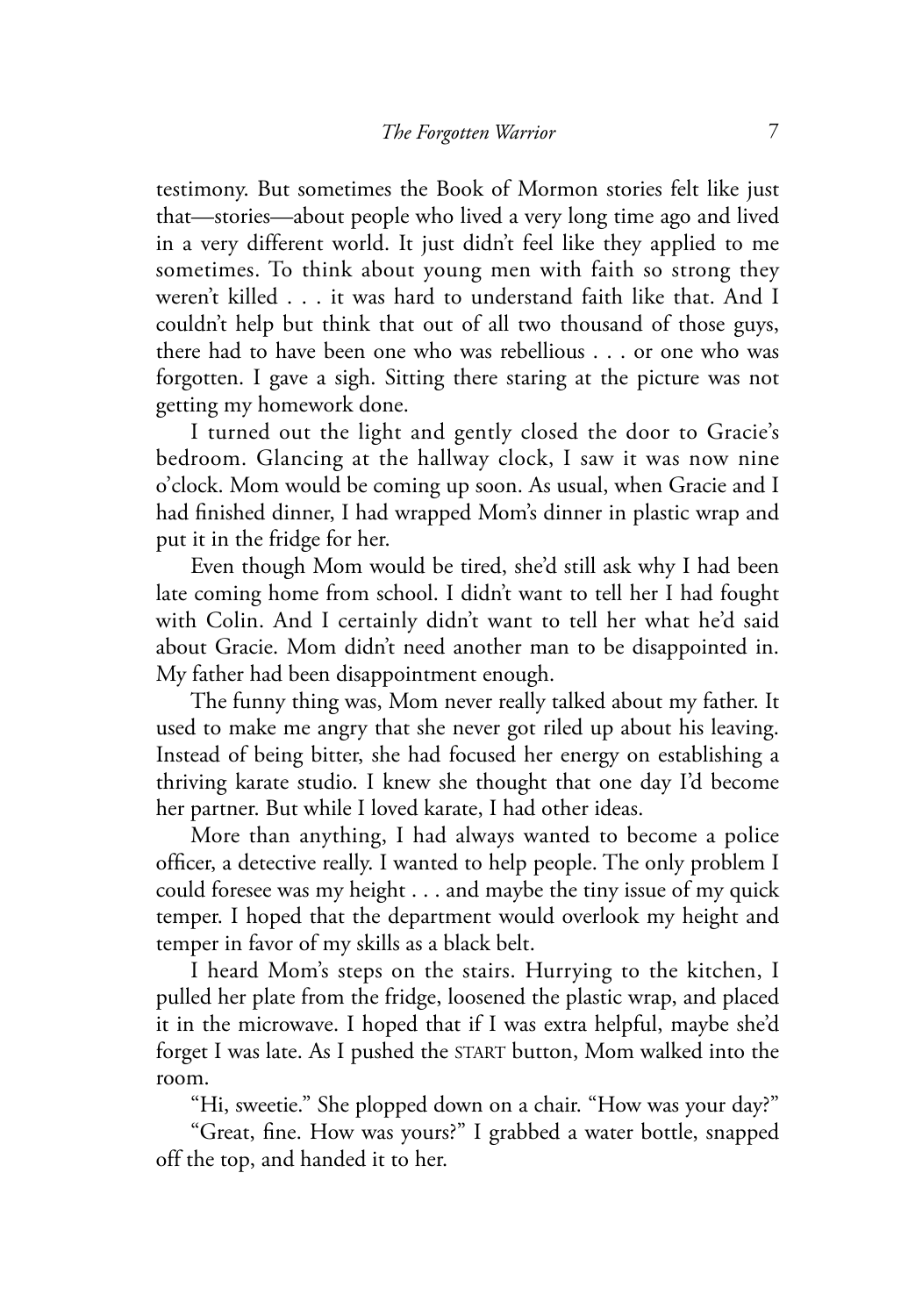testimony. But sometimes the Book of Mormon stories felt like just that—stories—about people who lived a very long time ago and lived in a very different world. It just didn't feel like they applied to me sometimes. To think about young men with faith so strong they weren't killed . . . it was hard to understand faith like that. And I couldn't help but think that out of all two thousand of those guys, there had to have been one who was rebellious . . . or one who was forgotten. I gave a sigh. Sitting there staring at the picture was not getting my homework done.

I turned out the light and gently closed the door to Gracie's bedroom. Glancing at the hallway clock, I saw it was now nine o'clock. Mom would be coming up soon. As usual, when Gracie and I had finished dinner, I had wrapped Mom's dinner in plastic wrap and put it in the fridge for her.

Even though Mom would be tired, she'd still ask why I had been late coming home from school. I didn't want to tell her I had fought with Colin. And I certainly didn't want to tell her what he'd said about Gracie. Mom didn't need another man to be disappointed in. My father had been disappointment enough.

The funny thing was, Mom never really talked about my father. It used to make me angry that she never got riled up about his leaving. Instead of being bitter, she had focused her energy on establishing a thriving karate studio. I knew she thought that one day I'd become her partner. But while I loved karate, I had other ideas.

More than anything, I had always wanted to become a police officer, a detective really. I wanted to help people. The only problem I could foresee was my height . . . and maybe the tiny issue of my quick temper. I hoped that the department would overlook my height and temper in favor of my skills as a black belt.

I heard Mom's steps on the stairs. Hurrying to the kitchen, I pulled her plate from the fridge, loosened the plastic wrap, and placed it in the microwave. I hoped that if I was extra helpful, maybe she'd forget I was late. As I pushed the START button, Mom walked into the room.

"Hi, sweetie." She plopped down on a chair. "How was your day?"

"Great, fine. How was yours?" I grabbed a water bottle, snapped off the top, and handed it to her.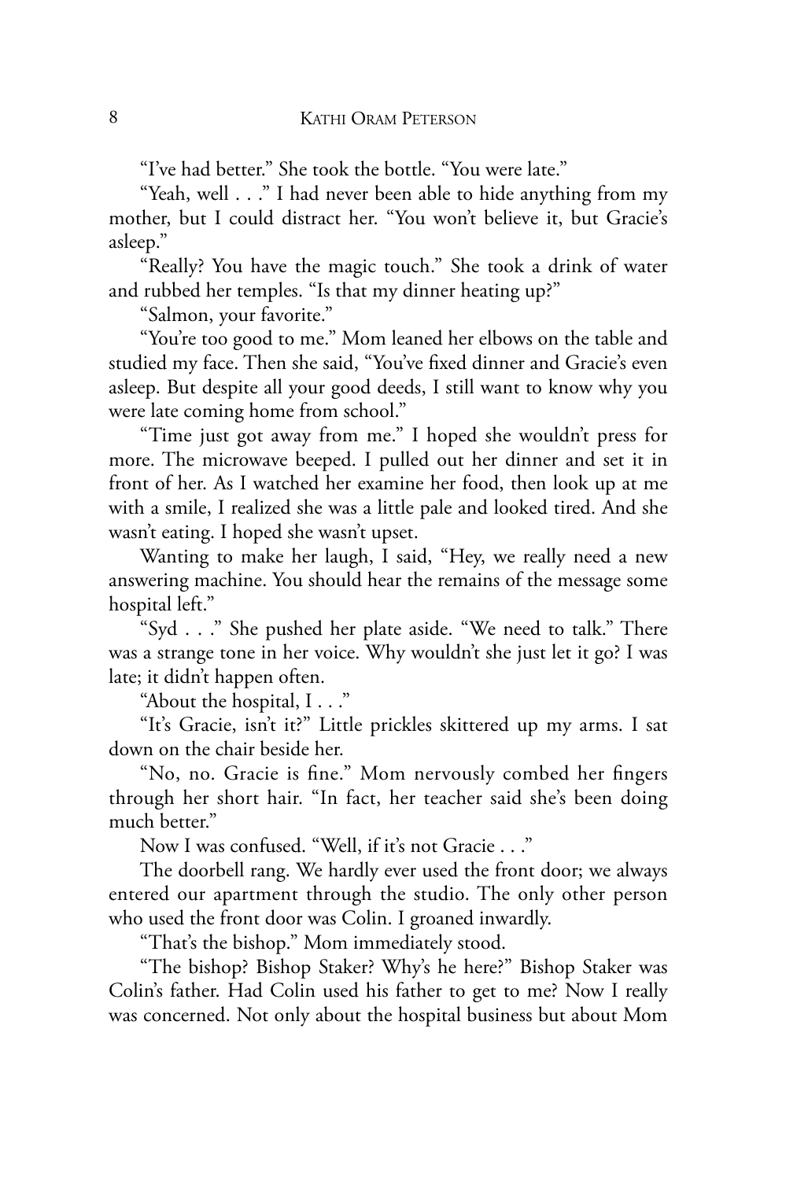"I've had better." She took the bottle. "You were late."

"Yeah, well . . ." I had never been able to hide anything from my mother, but I could distract her. "You won't believe it, but Gracie's asleep."

"Really? You have the magic touch." She took a drink of water and rubbed her temples. "Is that my dinner heating up?"

"Salmon, your favorite."

"You're too good to me." Mom leaned her elbows on the table and studied my face. Then she said, "You've fixed dinner and Gracie's even asleep. But despite all your good deeds, I still want to know why you were late coming home from school."

"Time just got away from me." I hoped she wouldn't press for more. The microwave beeped. I pulled out her dinner and set it in front of her. As I watched her examine her food, then look up at me with a smile, I realized she was a little pale and looked tired. And she wasn't eating. I hoped she wasn't upset.

Wanting to make her laugh, I said, "Hey, we really need a new answering machine. You should hear the remains of the message some hospital left."

"Syd . . ." She pushed her plate aside. "We need to talk." There was a strange tone in her voice. Why wouldn't she just let it go? I was late; it didn't happen often.

"About the hospital, I . . ."

"It's Gracie, isn't it?" Little prickles skittered up my arms. I sat down on the chair beside her.

"No, no. Gracie is fine." Mom nervously combed her fingers through her short hair. "In fact, her teacher said she's been doing much better."

Now I was confused. "Well, if it's not Gracie . . ."

The doorbell rang. We hardly ever used the front door; we always entered our apartment through the studio. The only other person who used the front door was Colin. I groaned inwardly.

"That's the bishop." Mom immediately stood.

"The bishop? Bishop Staker? Why's he here?" Bishop Staker was Colin's father. Had Colin used his father to get to me? Now I really was concerned. Not only about the hospital business but about Mom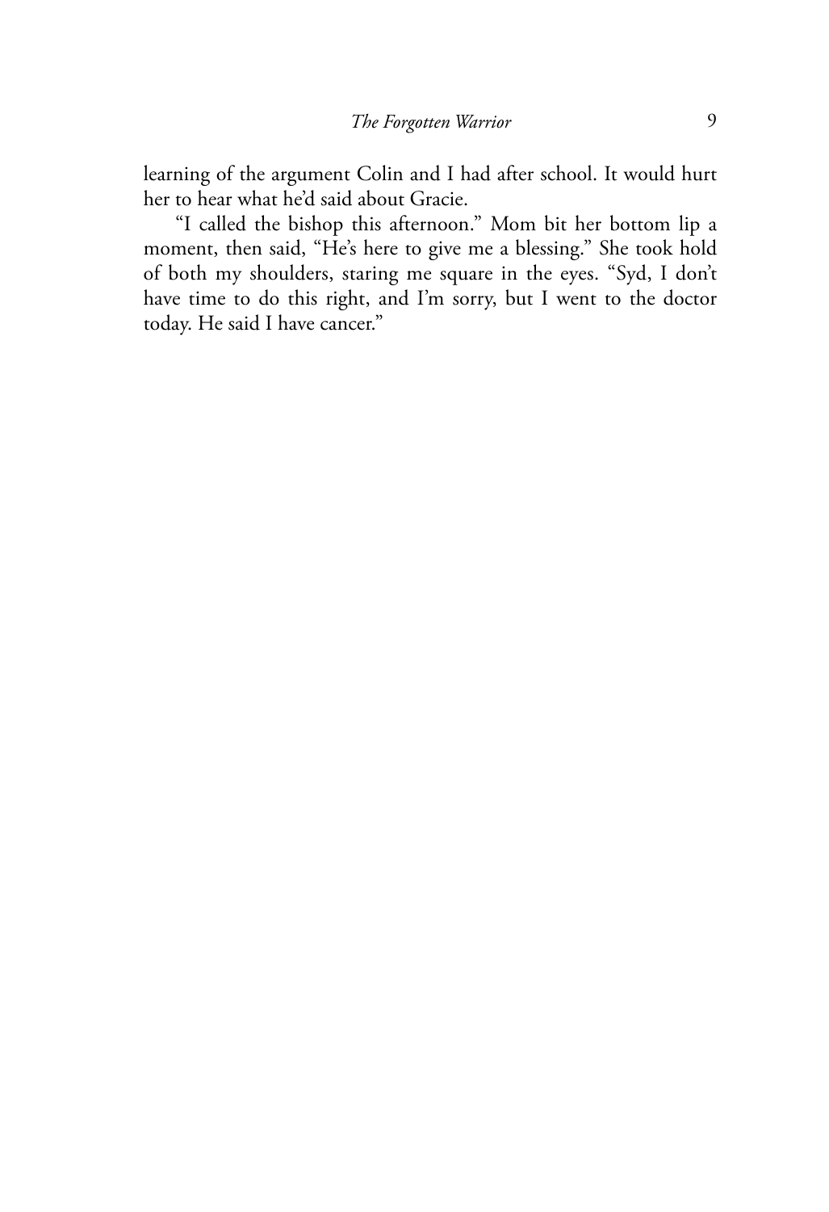learning of the argument Colin and I had after school. It would hurt her to hear what he'd said about Gracie.

"I called the bishop this afternoon." Mom bit her bottom lip a moment, then said, "He's here to give me a blessing." She took hold of both my shoulders, staring me square in the eyes. "Syd, I don't have time to do this right, and I'm sorry, but I went to the doctor today. He said I have cancer."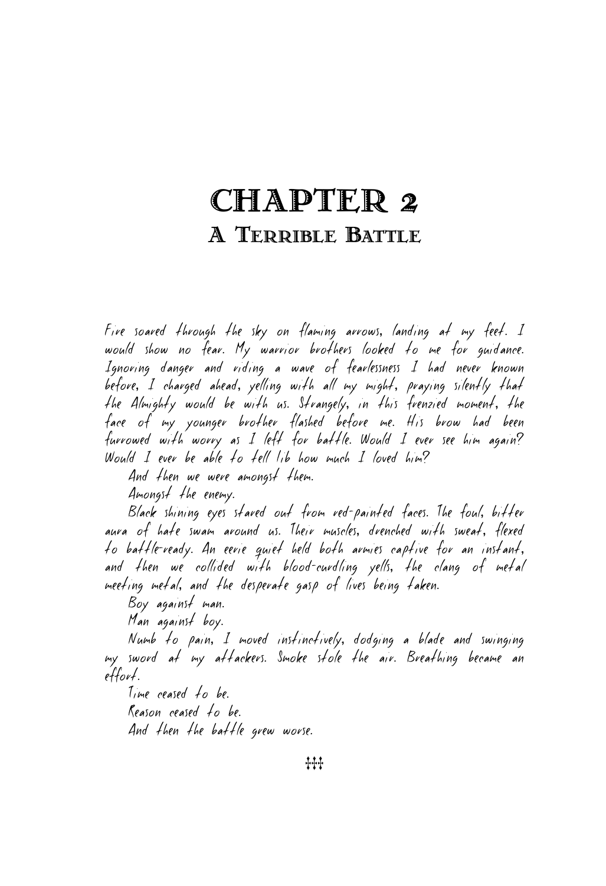# CHAPTER 2

## A Terrible Battle

*Fire soared through the sky on flaming arrows, landing at my feet. I would show no fear. My warrior brothers looked to me for guidance. Ignoring danger and riding a wave of fearlessness I had never known before, I charged ahead, yelling with all my might, praying silently that the Almighty would be with us. Strangely, in this frenzied moment, the face of my younger brother flashed before me. His brow had been furrowed with worry as I left for battle. Would I ever see him again? Would I ever be able to tell Iib how much I loved him?*

*And then we were amongst them.*

*Amongst the enemy.*

*Black shining eyes stared out from red-painted faces. The foul, bitter aura of hate swam around us. Their muscles, drenched with sweat, flexed to battle-ready. An eerie quiet held both armies captive for an instant, and then we collided with blood-curdling yells, the clang of metal meeting metal, and the desperate gasp of lives being taken.*

*Boy against man.*

*Man against boy.*

*Numb to pain, I moved instinctively, dodging a blade and swinging my sword at my attackers. Smoke stole the air. Breathing became an effort.*

*Time ceased to be.*

*Reason ceased to be.*

*And then the battle grew worse.*

⁂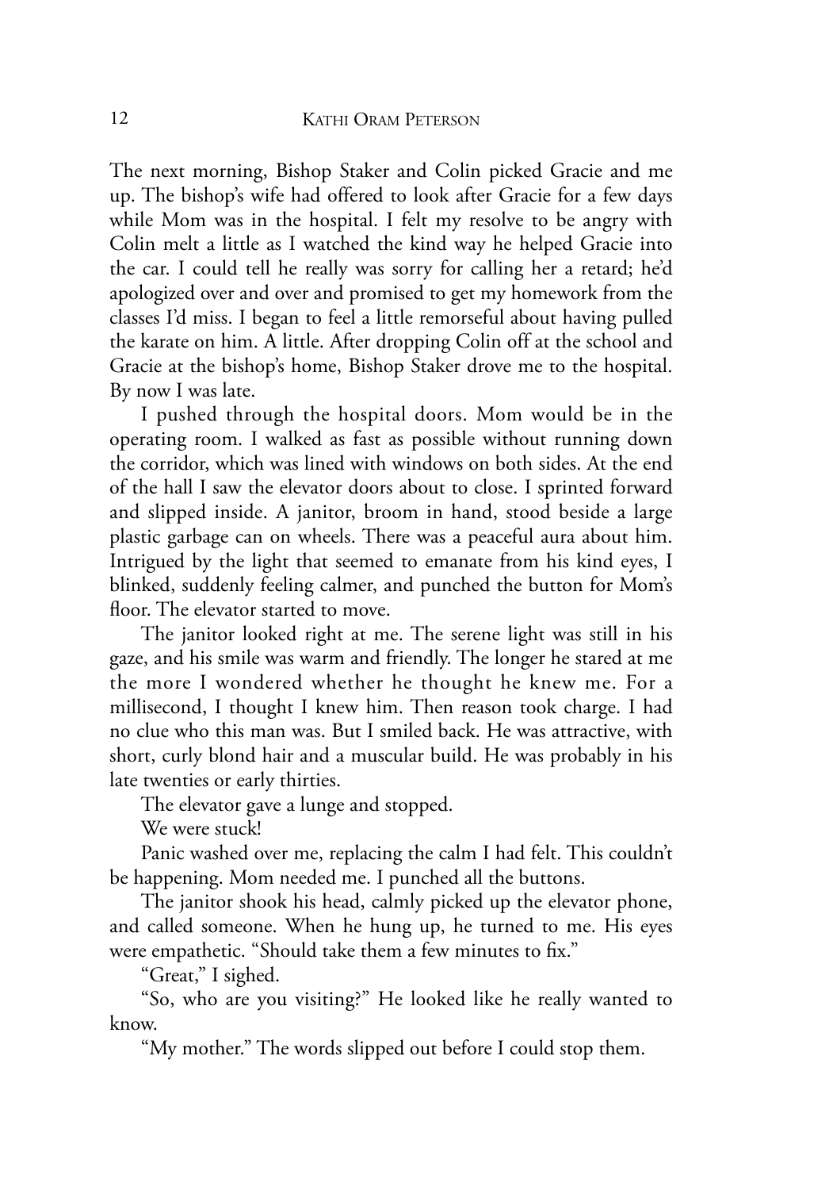The next morning, Bishop Staker and Colin picked Gracie and me up. The bishop's wife had offered to look after Gracie for a few days while Mom was in the hospital. I felt my resolve to be angry with Colin melt a little as I watched the kind way he helped Gracie into the car. I could tell he really was sorry for calling her a retard; he'd apologized over and over and promised to get my homework from the classes I'd miss. I began to feel a little remorseful about having pulled the karate on him. A little. After dropping Colin off at the school and Gracie at the bishop's home, Bishop Staker drove me to the hospital. By now I was late.

I pushed through the hospital doors. Mom would be in the operating room. I walked as fast as possible without running down the corridor, which was lined with windows on both sides. At the end of the hall I saw the elevator doors about to close. I sprinted forward and slipped inside. A janitor, broom in hand, stood beside a large plastic garbage can on wheels. There was a peaceful aura about him. Intrigued by the light that seemed to emanate from his kind eyes, I blinked, suddenly feeling calmer, and punched the button for Mom's floor. The elevator started to move.

The janitor looked right at me. The serene light was still in his gaze, and his smile was warm and friendly. The longer he stared at me the more I wondered whether he thought he knew me. For a millisecond, I thought I knew him. Then reason took charge. I had no clue who this man was. But I smiled back. He was attractive, with short, curly blond hair and a muscular build. He was probably in his late twenties or early thirties.

The elevator gave a lunge and stopped.

We were stuck!

Panic washed over me, replacing the calm I had felt. This couldn't be happening. Mom needed me. I punched all the buttons.

The janitor shook his head, calmly picked up the elevator phone, and called someone. When he hung up, he turned to me. His eyes were empathetic. "Should take them a few minutes to fix."

"Great," I sighed.

"So, who are you visiting?" He looked like he really wanted to know.

"My mother." The words slipped out before I could stop them.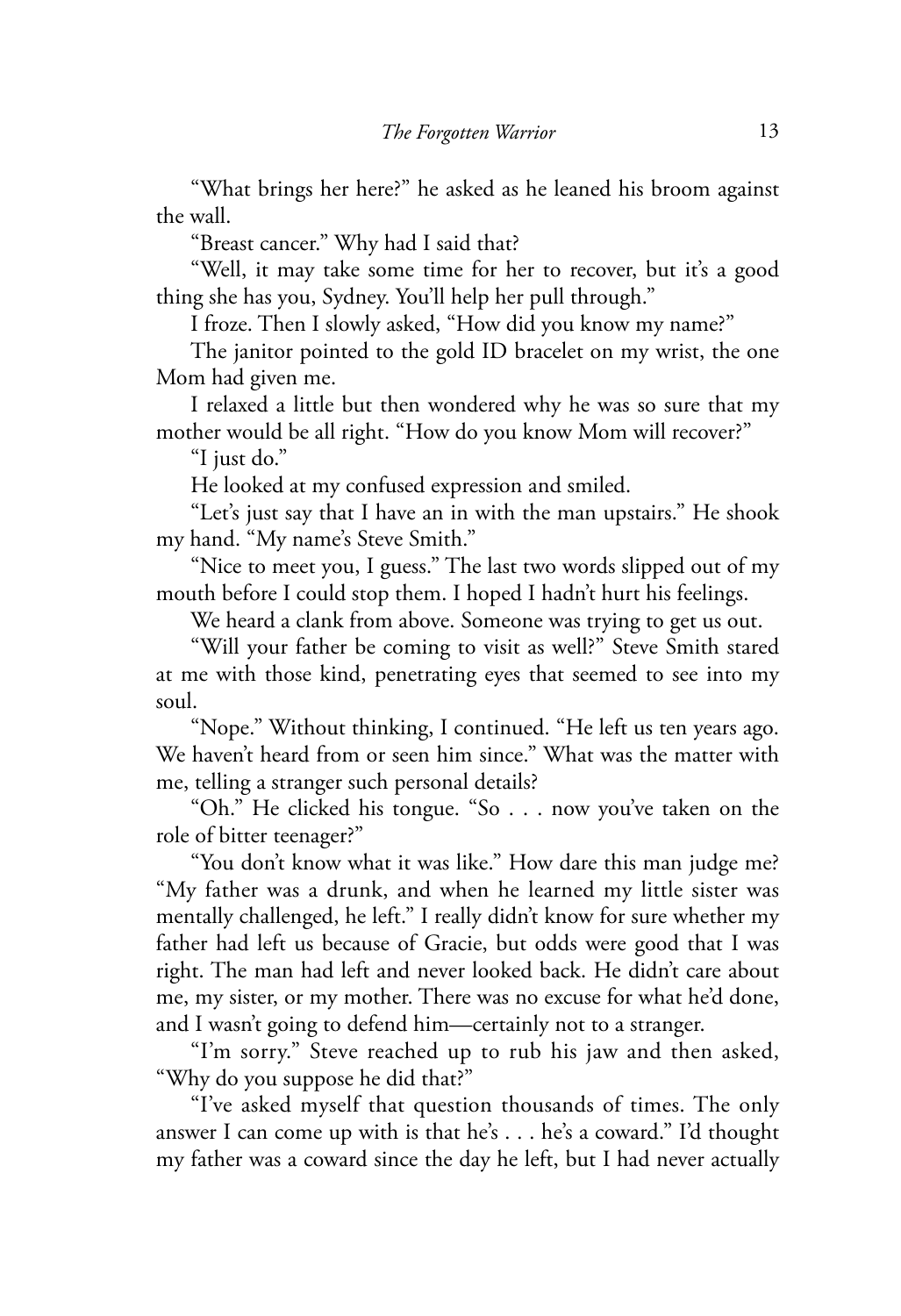"What brings her here?" he asked as he leaned his broom against the wall.

"Breast cancer." Why had I said that?

"Well, it may take some time for her to recover, but it's a good thing she has you, Sydney. You'll help her pull through."

I froze. Then I slowly asked, "How did you know my name?"

The janitor pointed to the gold ID bracelet on my wrist, the one Mom had given me.

I relaxed a little but then wondered why he was so sure that my mother would be all right. "How do you know Mom will recover?"

"I just do."

He looked at my confused expression and smiled.

"Let's just say that I have an in with the man upstairs." He shook my hand. "My name's Steve Smith."

"Nice to meet you, I guess." The last two words slipped out of my mouth before I could stop them. I hoped I hadn't hurt his feelings.

We heard a clank from above. Someone was trying to get us out.

"Will your father be coming to visit as well?" Steve Smith stared at me with those kind, penetrating eyes that seemed to see into my soul.

"Nope." Without thinking, I continued. "He left us ten years ago. We haven't heard from or seen him since." What was the matter with me, telling a stranger such personal details?

"Oh." He clicked his tongue. "So . . . now you've taken on the role of bitter teenager?"

"You don't know what it was like." How dare this man judge me? "My father was a drunk, and when he learned my little sister was mentally challenged, he left." I really didn't know for sure whether my father had left us because of Gracie, but odds were good that I was right. The man had left and never looked back. He didn't care about me, my sister, or my mother. There was no excuse for what he'd done, and I wasn't going to defend him—certainly not to a stranger.

"I'm sorry." Steve reached up to rub his jaw and then asked, "Why do you suppose he did that?"

"I've asked myself that question thousands of times. The only answer I can come up with is that he's . . . he's a coward." I'd thought my father was a coward since the day he left, but I had never actually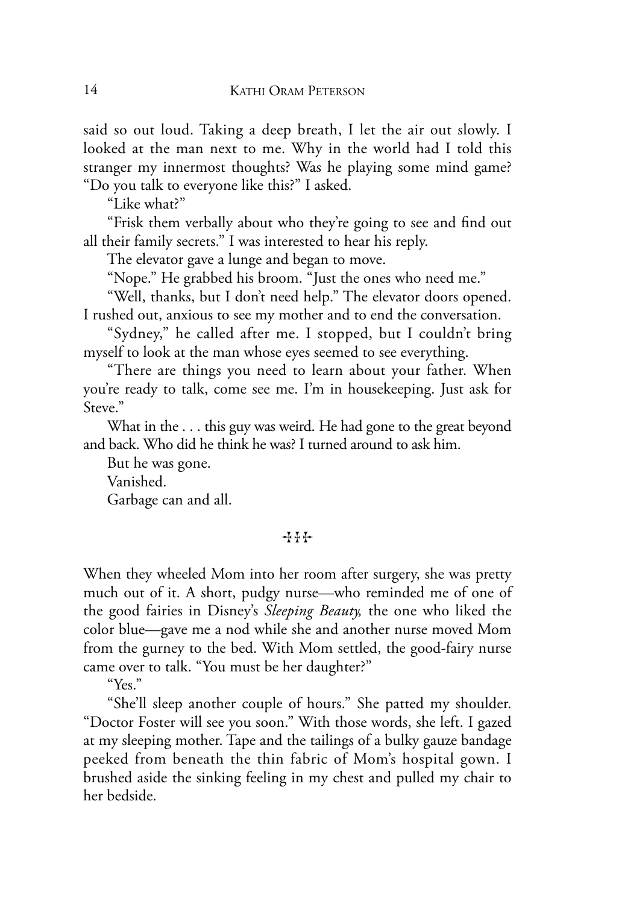said so out loud. Taking a deep breath, I let the air out slowly. I looked at the man next to me. Why in the world had I told this stranger my innermost thoughts? Was he playing some mind game? "Do you talk to everyone like this?" I asked.

"Like what?"

"Frisk them verbally about who they're going to see and find out all their family secrets." I was interested to hear his reply.

The elevator gave a lunge and began to move.

"Nope." He grabbed his broom. "Just the ones who need me."

"Well, thanks, but I don't need help." The elevator doors opened. I rushed out, anxious to see my mother and to end the conversation.

"Sydney," he called after me. I stopped, but I couldn't bring myself to look at the man whose eyes seemed to see everything.

"There are things you need to learn about your father. When you're ready to talk, come see me. I'm in housekeeping. Just ask for Steve."

What in the . . . this guy was weird. He had gone to the great beyond and back. Who did he think he was? I turned around to ask him.

But he was gone.

Vanished.

Garbage can and all.

✝✝✝

When they wheeled Mom into her room after surgery, she was pretty much out of it. A short, pudgy nurse—who reminded me of one of the good fairies in Disney's *Sleeping Beauty,* the one who liked the color blue—gave me a nod while she and another nurse moved Mom from the gurney to the bed. With Mom settled, the good-fairy nurse came over to talk. "You must be her daughter?"

"Yes."

"She'll sleep another couple of hours." She patted my shoulder. "Doctor Foster will see you soon." With those words, she left. I gazed at my sleeping mother. Tape and the tailings of a bulky gauze bandage peeked from beneath the thin fabric of Mom's hospital gown. I brushed aside the sinking feeling in my chest and pulled my chair to her bedside.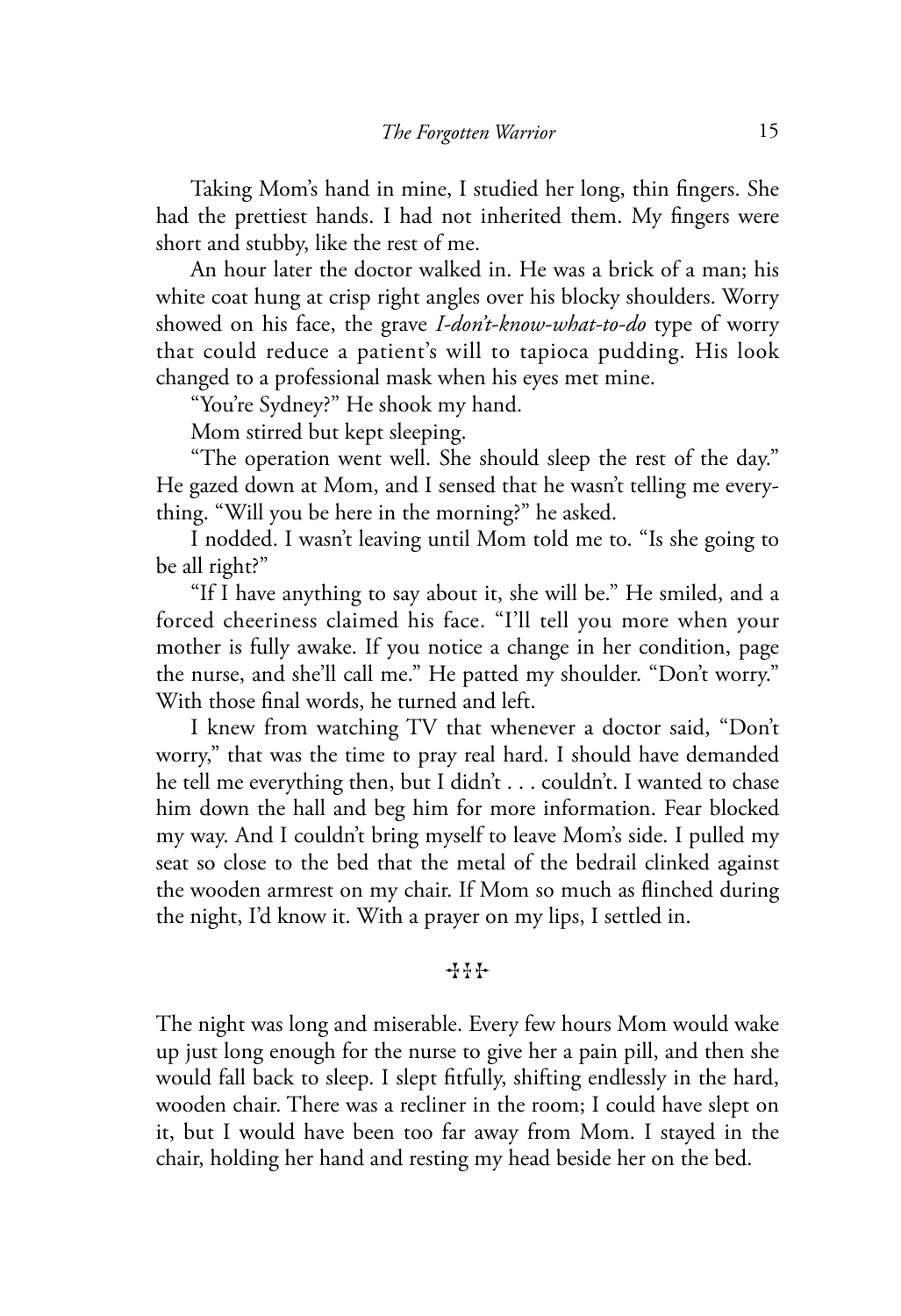Taking Mom's hand in mine, I studied her long, thin fingers. She had the prettiest hands. I had not inherited them. My fingers were short and stubby, like the rest of me.

An hour later the doctor walked in. He was a brick of a man; his white coat hung at crisp right angles over his blocky shoulders. Worry showed on his face, the grave *I-don't-know-what-to-do* type of worry that could reduce a patient's will to tapioca pudding. His look changed to a professional mask when his eyes met mine.

"You're Sydney?" He shook my hand.

Mom stirred but kept sleeping.

"The operation went well. She should sleep the rest of the day." He gazed down at Mom, and I sensed that he wasn't telling me everything. "Will you be here in the morning?" he asked.

I nodded. I wasn't leaving until Mom told me to. "Is she going to be all right?"

"If I have anything to say about it, she will be." He smiled, and a forced cheeriness claimed his face. "I'll tell you more when your mother is fully awake. If you notice a change in her condition, page the nurse, and she'll call me." He patted my shoulder. "Don't worry." With those final words, he turned and left.

I knew from watching TV that whenever a doctor said, "Don't worry," that was the time to pray real hard. I should have demanded he tell me everything then, but I didn't . . . couldn't. I wanted to chase him down the hall and beg him for more information. Fear blocked my way. And I couldn't bring myself to leave Mom's side. I pulled my seat so close to the bed that the metal of the bedrail clinked against the wooden armrest on my chair. If Mom so much as flinched during the night, I'd know it. With a prayer on my lips, I settled in.

✝✝✝

The night was long and miserable. Every few hours Mom would wake up just long enough for the nurse to give her a pain pill, and then she would fall back to sleep. I slept fitfully, shifting endlessly in the hard, wooden chair. There was a recliner in the room; I could have slept on it, but I would have been too far away from Mom. I stayed in the chair, holding her hand and resting my head beside her on the bed.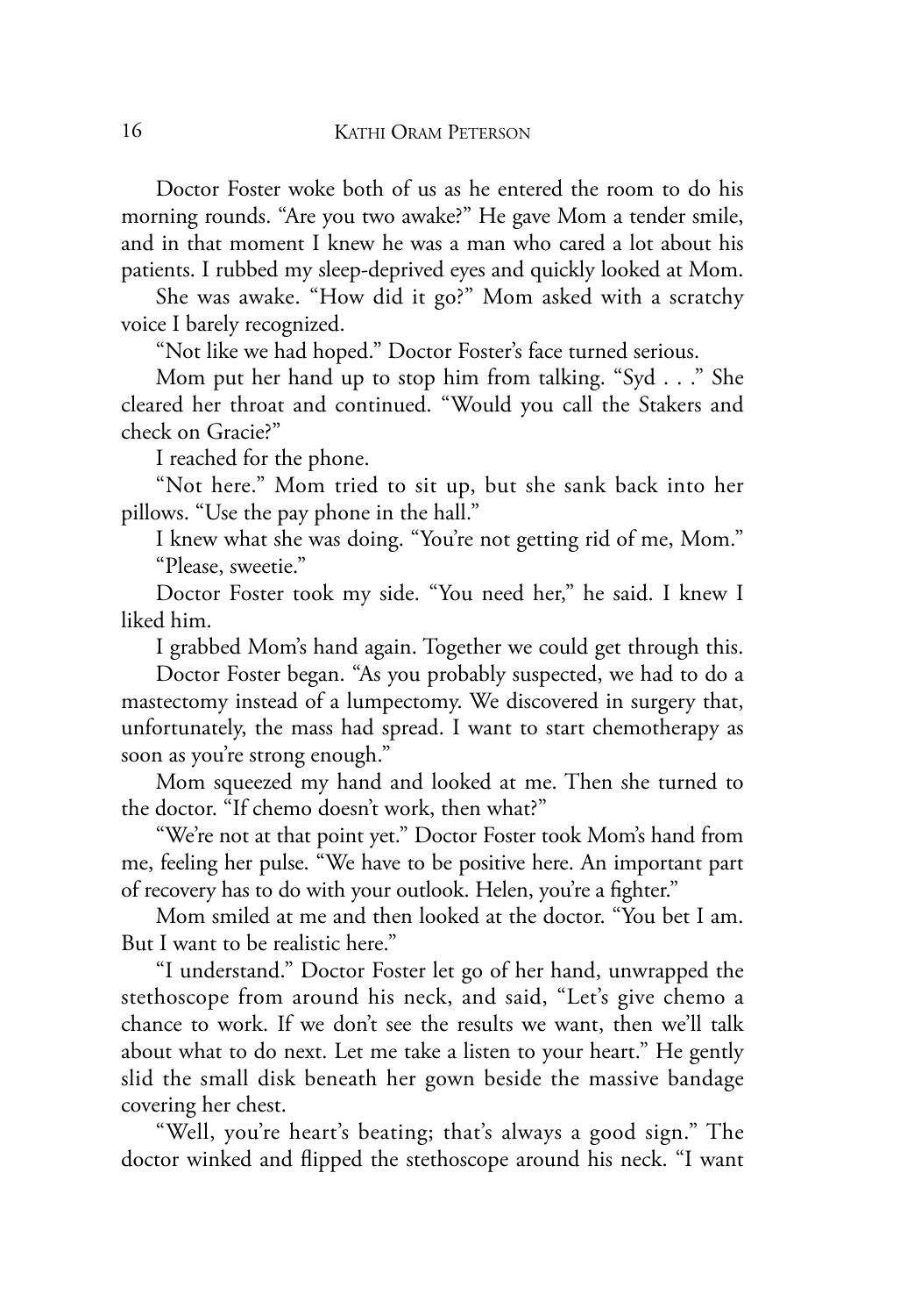Doctor Foster woke both of us as he entered the room to do his morning rounds. "Are you two awake?" He gave Mom a tender smile, and in that moment I knew he was a man who cared a lot about his patients. I rubbed my sleep-deprived eyes and quickly looked at Mom.

She was awake. "How did it go?" Mom asked with a scratchy voice I barely recognized.

"Not like we had hoped." Doctor Foster's face turned serious.

Mom put her hand up to stop him from talking. "Syd . . ." She cleared her throat and continued. "Would you call the Stakers and check on Gracie?"

I reached for the phone.

"Not here." Mom tried to sit up, but she sank back into her pillows. "Use the pay phone in the hall."

I knew what she was doing. "You're not getting rid of me, Mom."

"Please, sweetie."

Doctor Foster took my side. "You need her," he said. I knew I liked him.

I grabbed Mom's hand again. Together we could get through this.

Doctor Foster began. "As you probably suspected, we had to do a mastectomy instead of a lumpectomy. We discovered in surgery that, unfortunately, the mass had spread. I want to start chemotherapy as soon as you're strong enough."

Mom squeezed my hand and looked at me. Then she turned to the doctor. "If chemo doesn't work, then what?"

"We're not at that point yet." Doctor Foster took Mom's hand from me, feeling her pulse. "We have to be positive here. An important part of recovery has to do with your outlook. Helen, you're a fighter."

Mom smiled at me and then looked at the doctor. "You bet I am. But I want to be realistic here."

"I understand." Doctor Foster let go of her hand, unwrapped the stethoscope from around his neck, and said, "Let's give chemo a chance to work. If we don't see the results we want, then we'll talk about what to do next. Let me take a listen to your heart." He gently slid the small disk beneath her gown beside the massive bandage covering her chest.

"Well, you're heart's beating; that's always a good sign." The doctor winked and flipped the stethoscope around his neck. "I want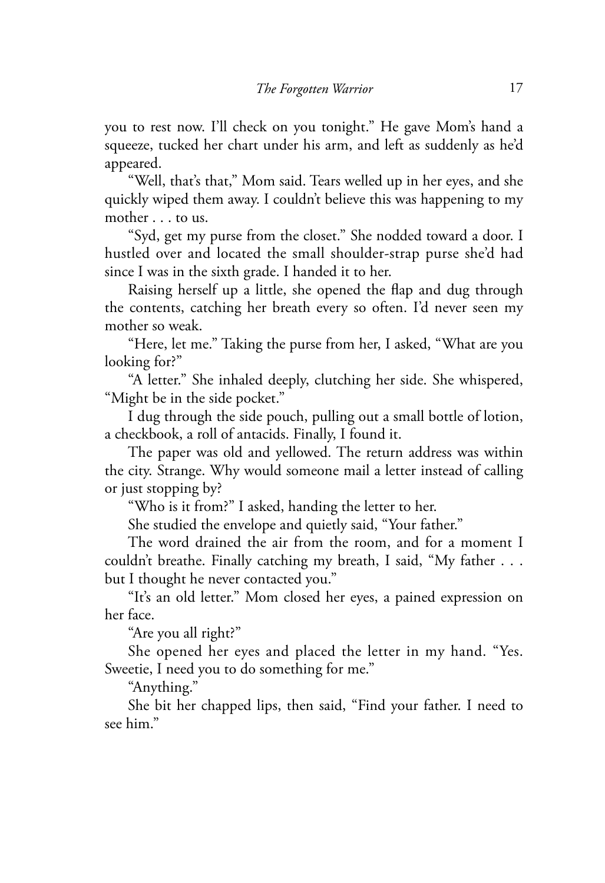you to rest now. I'll check on you tonight." He gave Mom's hand a squeeze, tucked her chart under his arm, and left as suddenly as he'd appeared.

"Well, that's that," Mom said. Tears welled up in her eyes, and she quickly wiped them away. I couldn't believe this was happening to my mother . . . to us.

"Syd, get my purse from the closet." She nodded toward a door. I hustled over and located the small shoulder-strap purse she'd had since I was in the sixth grade. I handed it to her.

Raising herself up a little, she opened the flap and dug through the contents, catching her breath every so often. I'd never seen my mother so weak.

"Here, let me." Taking the purse from her, I asked, "What are you looking for?"

"A letter." She inhaled deeply, clutching her side. She whispered, "Might be in the side pocket."

I dug through the side pouch, pulling out a small bottle of lotion, a checkbook, a roll of antacids. Finally, I found it.

The paper was old and yellowed. The return address was within the city. Strange. Why would someone mail a letter instead of calling or just stopping by?

"Who is it from?" I asked, handing the letter to her.

She studied the envelope and quietly said, "Your father."

The word drained the air from the room, and for a moment I couldn't breathe. Finally catching my breath, I said, "My father . . . but I thought he never contacted you."

"It's an old letter." Mom closed her eyes, a pained expression on her face.

"Are you all right?"

She opened her eyes and placed the letter in my hand. "Yes. Sweetie, I need you to do something for me."

"Anything."

She bit her chapped lips, then said, "Find your father. I need to see him."